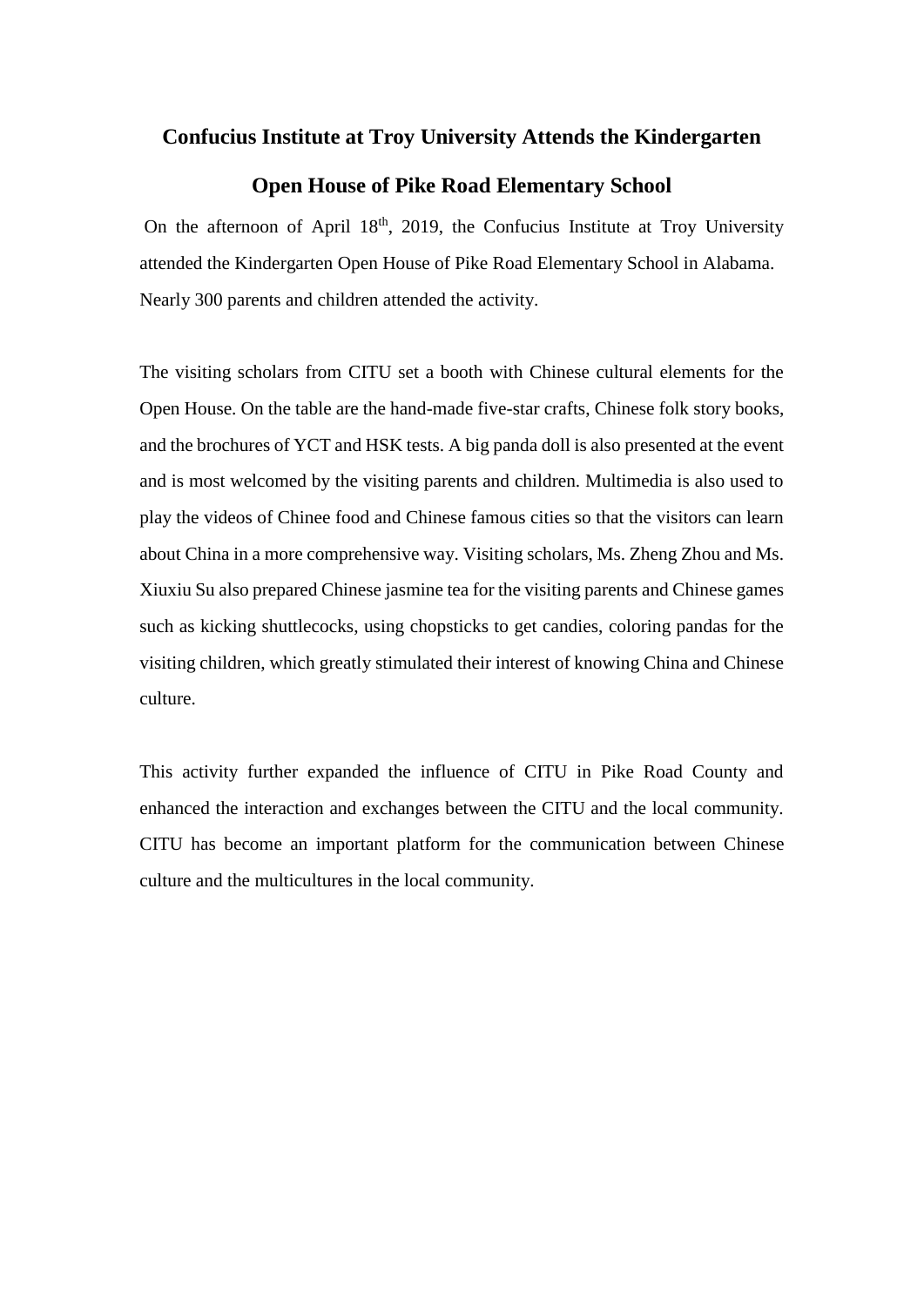# Confucius Institute at Troy University Attends the Kindergarten Open House of Pike Road Elementary School

On the afternoon of April 18th, 2019, the Confucius Institute at Troy University attended the Kindergarten Open House of Pike Road Elementary School in Alabama. Nearly 300 parents and children attended the activity.

The visiting scholars from CITU set a booth with Chinese cultural elements for the Open House. On the table are the hand-made five-star crafts, Chinese folk story books, and the brochures of YCT and HSK tests. A big panda doll is also presented at the event and is most welcomed by the visiting parents and children. Multimedia is also used to play the videos of Chinee food and Chinese famous cities so that the visitors can learn about China in a more comprehensive way. Visiting scholars, Ms. Zheng Zhou and Ms. Xiuxiu Su also prepared Chinese jasmine tea for the visiting parents and Chinese games such as kicking shuttlecocks, using chopsticks to get candies, coloring pandas for the visiting children, which greatly stimulated their interest of knowing China and Chinese culture.

This activity further expanded the influence of CITU in Pike Road County and enhanced the interaction and exchanges between the CITU and the local community. CITU has become an important platform for the communication between Chinese culture and the multicultures in the local community.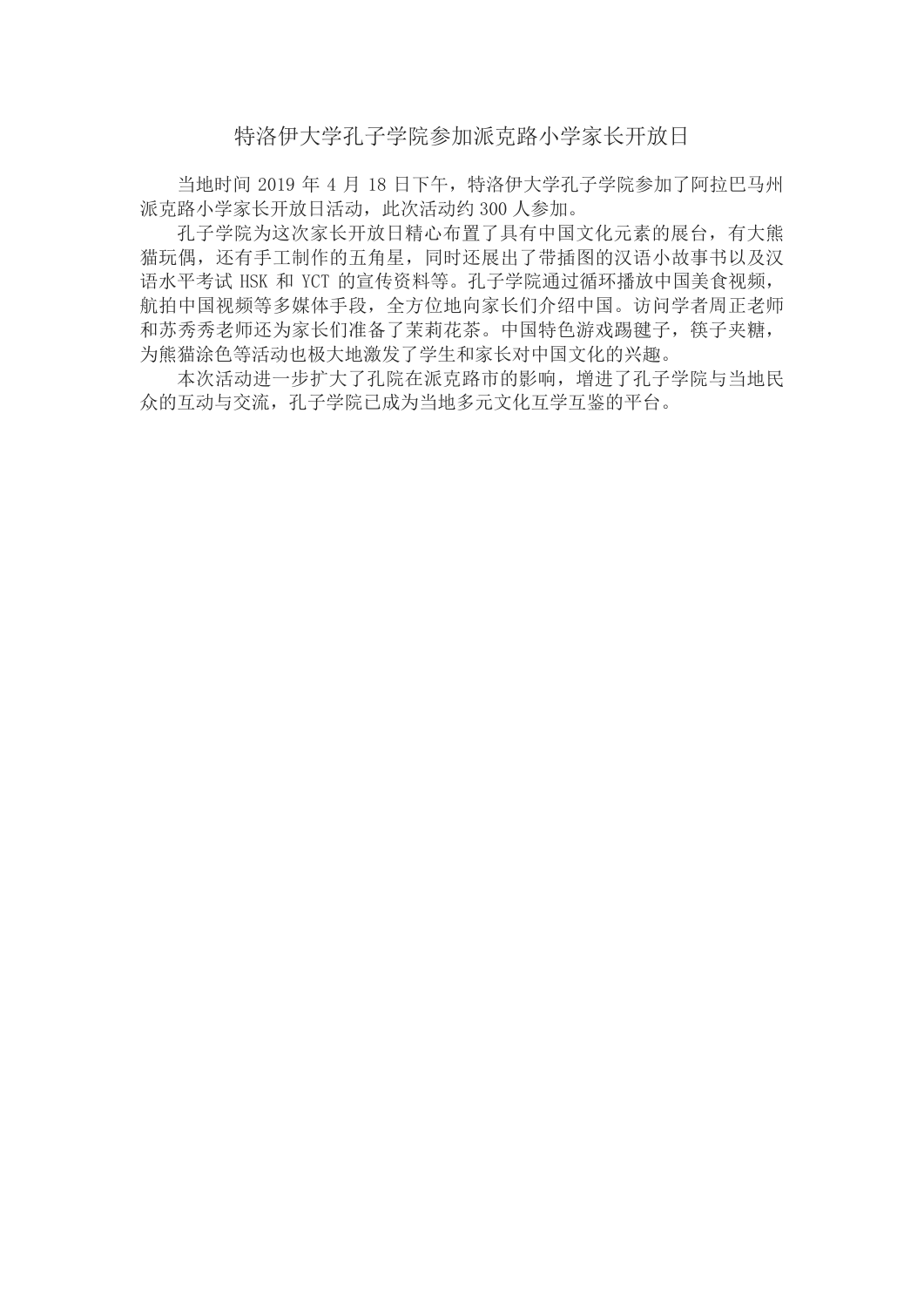# 特洛伊大学孔子学院参加派克路小学家长开放日

当地时间 2019 年 4 月 18 日下午，特洛伊大学孔子学院参加了阿拉巴马州派克路小学家长开放日活动，此次活动约 300 人参加。

孔子学院为这次家长开放日精心布置了具有中国文化元素的展台，有大熊猫玩偶，还有手工制作的五角星，同时还展出了带插图的汉语小故事书以及汉语水平考试 HSK 和 YCT 的宣传资料等。孔子学院通过循环播放中国美食视频，航拍中国视频等多媒体手段，全方位地向家长们介绍中国。访问学者周正老师和苏秀秀老师还为家长们准备了茉莉花茶。中国特色游戏踢毽子，筷子夹糖，为熊猫涂色等活动也极大地激发了学生和家长对中国文化的兴趣。

本次活动进一步扩大了孔院在派克路市的影响，增进了孔子学院与当地民众的互动与交流，孔子学院已成为当地多元文化互学互鉴的平台。